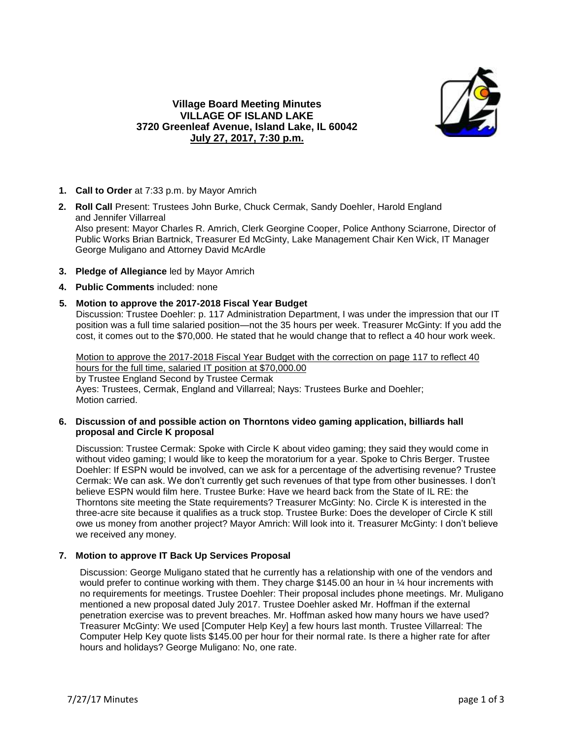# Village Board Meeting Minutes
## VILLAGE OF ISLAND LAKE
### 3720 Greenleaf Avenue, Island Lake, IL 60042
### July 27, 2017, 7:30 p.m.

1. **Call to Order** at 7:33 p.m. by Mayor Amrich

2. **Roll Call** Present: Trustees John Burke, Chuck Cermak, Sandy Doehler, Harold England and Jennifer Villarreal
   Also present: Mayor Charles R. Amrich, Clerk Georgine Cooper, Police Anthony Sciarrone, Director of Public Works Brian Bartnick, Treasurer Ed McGinty, Lake Management Chair Ken Wick, IT Manager George Muligano and Attorney David McArdle

3. **Pledge of Allegiance** led by Mayor Amrich

4. **Public Comments** included: none

5. **Motion to approve the 2017-2018 Fiscal Year Budget**
   Discussion: Trustee Doehler: p. 117 Administration Department, I was under the impression that our IT position was a full time salaried position—not the 35 hours per week. Treasurer McGinty: If you add the cost, it comes out to the $70,000. He stated that he would change that to reflect a 40 hour work week.

   Motion to approve the 2017-2018 Fiscal Year Budget with the correction on page 117 to reflect 40 hours for the full time, salaried IT position at $70,000.00
   by Trustee England Second by Trustee Cermak
   Ayes: Trustees, Cermak, England and Villarreal; Nays: Trustees Burke and Doehler;
   Motion carried.

6. **Discussion of and possible action on Thorntons video gaming application, billiards hall proposal and Circle K proposal**

   Discussion: Trustee Cermak: Spoke with Circle K about video gaming; they said they would come in without video gaming; I would like to keep the moratorium for a year. Spoke to Chris Berger. Trustee Doehler: If ESPN would be involved, can we ask for a percentage of the advertising revenue? Trustee Cermak: We can ask. We don't currently get such revenues of that type from other businesses. I don't believe ESPN would film here. Trustee Burke: Have we heard back from the State of IL RE: the Thorntons site meeting the State requirements? Treasurer McGinty: No. Circle K is interested in the three-acre site because it qualifies as a truck stop. Trustee Burke: Does the developer of Circle K still owe us money from another project? Mayor Amrich: Will look into it. Treasurer McGinty: I don't believe we received any money.

7. **Motion to approve IT Back Up Services Proposal**

   Discussion: George Muligano stated that he currently has a relationship with one of the vendors and would prefer to continue working with them. They charge $145.00 an hour in ¼ hour increments with no requirements for meetings. Trustee Doehler: Their proposal includes phone meetings. Mr. Muligano mentioned a new proposal dated July 2017. Trustee Doehler asked Mr. Hoffman if the external penetration exercise was to prevent breaches. Mr. Hoffman asked how many hours we have used? Treasurer McGinty: We used [Computer Help Key] a few hours last month. Trustee Villarreal: The Computer Help Key quote lists $145.00 per hour for their normal rate. Is there a higher rate for after hours and holidays? George Muligano: No, one rate.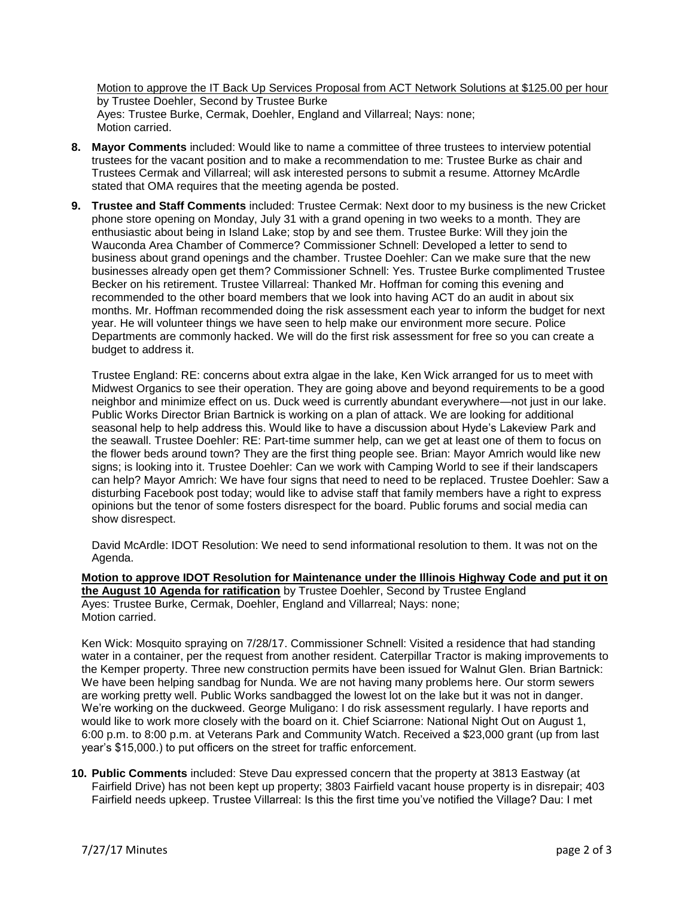Motion to approve the IT Back Up Services Proposal from ACT Network Solutions at $125.00 per hour by Trustee Doehler, Second by Trustee Burke
Ayes: Trustee Burke, Cermak, Doehler, England and Villarreal; Nays: none;
Motion carried.

8. **Mayor Comments** included: Would like to name a committee of three trustees to interview potential trustees for the vacant position and to make a recommendation to me: Trustee Burke as chair and Trustees Cermak and Villarreal; will ask interested persons to submit a resume. Attorney McArdle stated that OMA requires that the meeting agenda be posted.

9. **Trustee and Staff Comments** included: Trustee Cermak: Next door to my business is the new Cricket phone store opening on Monday, July 31 with a grand opening in two weeks to a month. They are enthusiastic about being in Island Lake; stop by and see them. Trustee Burke: Will they join the Wauconda Area Chamber of Commerce? Commissioner Schnell: Developed a letter to send to business about grand openings and the chamber. Trustee Doehler: Can we make sure that the new businesses already open get them? Commissioner Schnell: Yes. Trustee Burke complimented Trustee Becker on his retirement. Trustee Villarreal: Thanked Mr. Hoffman for coming this evening and recommended to the other board members that we look into having ACT do an audit in about six months. Mr. Hoffman recommended doing the risk assessment each year to inform the budget for next year. He will volunteer things we have seen to help make our environment more secure. Police Departments are commonly hacked. We will do the first risk assessment for free so you can create a budget to address it.

   Trustee England: RE: concerns about extra algae in the lake, Ken Wick arranged for us to meet with Midwest Organics to see their operation. They are going above and beyond requirements to be a good neighbor and minimize effect on us. Duck weed is currently abundant everywhere—not just in our lake. Public Works Director Brian Bartnick is working on a plan of attack. We are looking for additional seasonal help to help address this. Would like to have a discussion about Hyde's Lakeview Park and the seawall. Trustee Doehler: RE: Part-time summer help, can we get at least one of them to focus on the flower beds around town? They are the first thing people see. Brian: Mayor Amrich would like new signs; is looking into it. Trustee Doehler: Can we work with Camping World to see if their landscapers can help? Mayor Amrich: We have four signs that need to need to be replaced. Trustee Doehler: Saw a disturbing Facebook post today; would like to advise staff that family members have a right to express opinions but the tenor of some fosters disrespect for the board. Public forums and social media can show disrespect.

   David McArdle: IDOT Resolution: We need to send informational resolution to them. It was not on the Agenda.

**Motion to approve IDOT Resolution for Maintenance under the Illinois Highway Code and put it on the August 10 Agenda for ratification** by Trustee Doehler, Second by Trustee England
Ayes: Trustee Burke, Cermak, Doehler, England and Villarreal; Nays: none;
Motion carried.

   Ken Wick: Mosquito spraying on 7/28/17. Commissioner Schnell: Visited a residence that had standing water in a container, per the request from another resident. Caterpillar Tractor is making improvements to the Kemper property. Three new construction permits have been issued for Walnut Glen. Brian Bartnick: We have been helping sandbag for Nunda. We are not having many problems here. Our storm sewers are working pretty well. Public Works sandbagged the lowest lot on the lake but it was not in danger. We're working on the duckweed. George Muligano: I do risk assessment regularly. I have reports and would like to work more closely with the board on it. Chief Sciarrone: National Night Out on August 1, 6:00 p.m. to 8:00 p.m. at Veterans Park and Community Watch. Received a $23,000 grant (up from last year's $15,000.) to put officers on the street for traffic enforcement.

10. **Public Comments** included: Steve Dau expressed concern that the property at 3813 Eastway (at Fairfield Drive) has not been kept up property; 3803 Fairfield vacant house property is in disrepair; 403 Fairfield needs upkeep. Trustee Villarreal: Is this the first time you've notified the Village? Dau: I met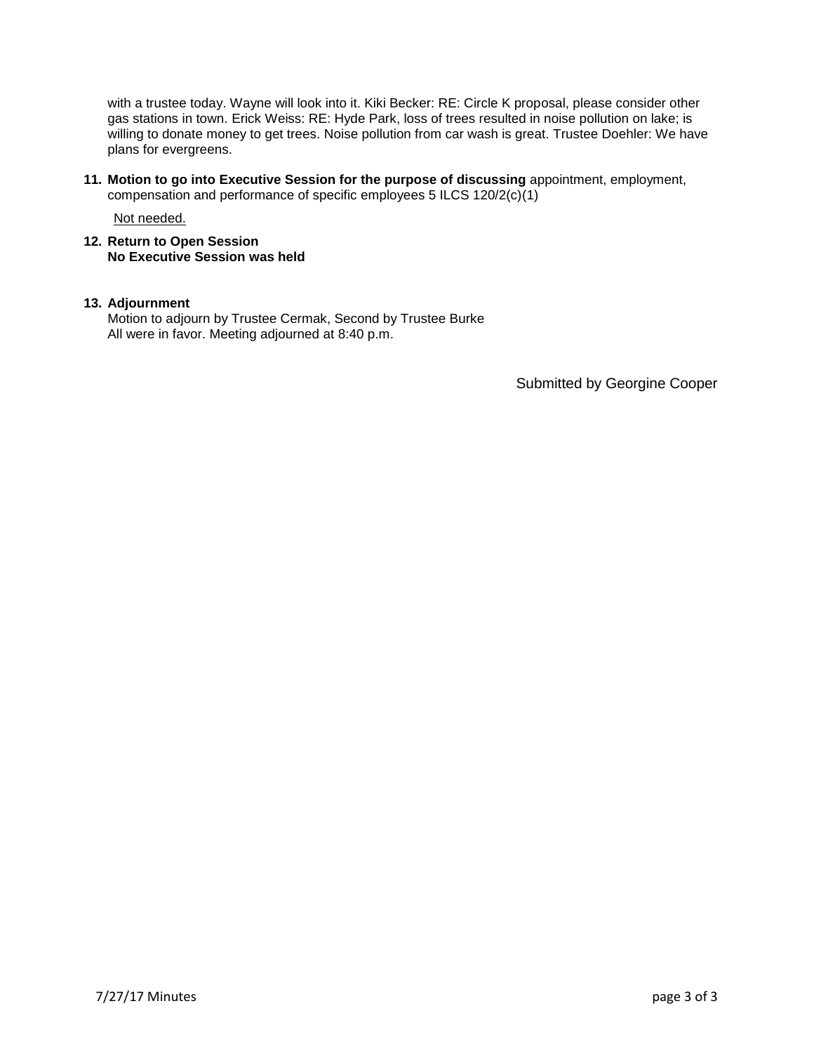with a trustee today. Wayne will look into it. Kiki Becker: RE: Circle K proposal, please consider other gas stations in town. Erick Weiss: RE: Hyde Park, loss of trees resulted in noise pollution on lake; is willing to donate money to get trees. Noise pollution from car wash is great. Trustee Doehler: We have plans for evergreens.

**11. Motion to go into Executive Session for the purpose of discussing** appointment, employment, compensation and performance of specific employees 5 ILCS 120/2(c)(1)

Not needed.

**12. Return to Open Session**
**No Executive Session was held**

**13. Adjournment**
Motion to adjourn by Trustee Cermak, Second by Trustee Burke
All were in favor. Meeting adjourned at 8:40 p.m.

Submitted by Georgine Cooper